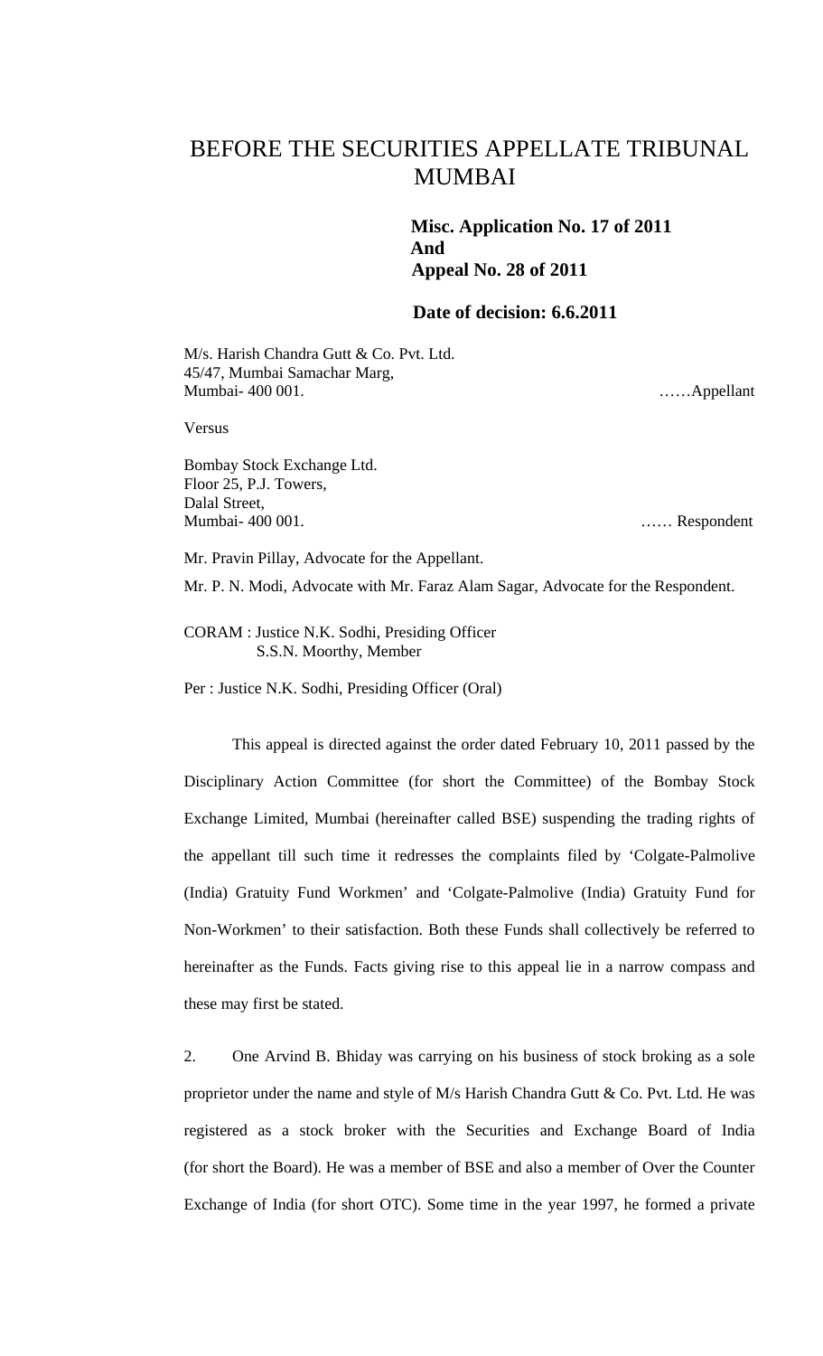# BEFORE THE SECURITIES APPELLATE TRIBUNAL MUMBAI

**Misc. Application No. 17 of 2011**
**And**
**Appeal No. 28 of 2011**

**Date of decision: 6.6.2011**

M/s. Harish Chandra Gutt & Co. Pvt. Ltd.
45/47, Mumbai Samachar Marg,
Mumbai- 400 001. ……Appellant

Versus

Bombay Stock Exchange Ltd.
Floor 25, P.J. Towers,
Dalal Street,
Mumbai- 400 001. …… Respondent

Mr. Pravin Pillay, Advocate for the Appellant.

Mr. P. N. Modi, Advocate with Mr. Faraz Alam Sagar, Advocate for the Respondent.

CORAM : Justice N.K. Sodhi, Presiding Officer
S.S.N. Moorthy, Member

Per : Justice N.K. Sodhi, Presiding Officer (Oral)

This appeal is directed against the order dated February 10, 2011 passed by the Disciplinary Action Committee (for short the Committee) of the Bombay Stock Exchange Limited, Mumbai (hereinafter called BSE) suspending the trading rights of the appellant till such time it redresses the complaints filed by 'Colgate-Palmolive (India) Gratuity Fund Workmen' and 'Colgate-Palmolive (India) Gratuity Fund for Non-Workmen' to their satisfaction. Both these Funds shall collectively be referred to hereinafter as the Funds. Facts giving rise to this appeal lie in a narrow compass and these may first be stated.

2. One Arvind B. Bhiday was carrying on his business of stock broking as a sole proprietor under the name and style of M/s Harish Chandra Gutt & Co. Pvt. Ltd. He was registered as a stock broker with the Securities and Exchange Board of India (for short the Board). He was a member of BSE and also a member of Over the Counter Exchange of India (for short OTC). Some time in the year 1997, he formed a private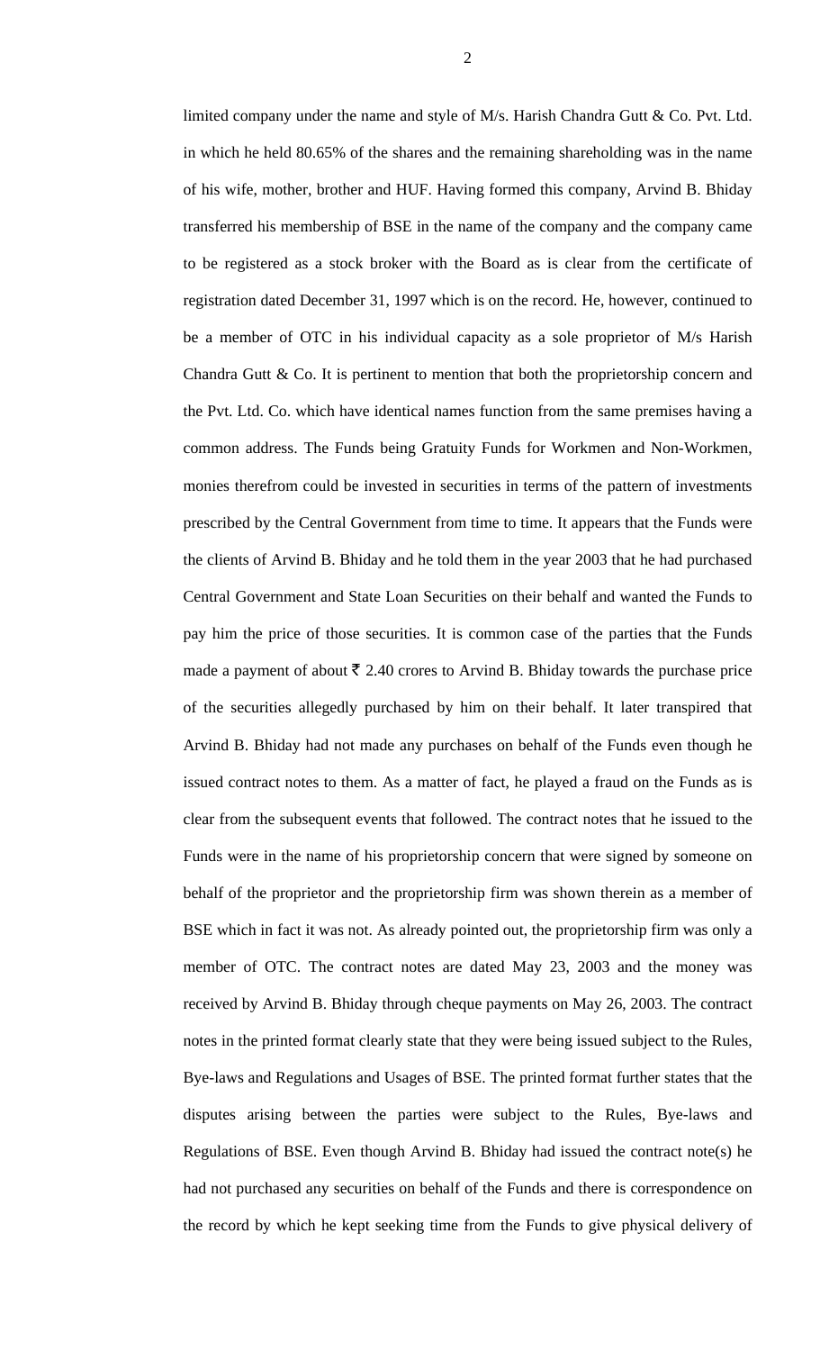limited company under the name and style of M/s. Harish Chandra Gutt & Co. Pvt. Ltd. in which he held 80.65% of the shares and the remaining shareholding was in the name of his wife, mother, brother and HUF. Having formed this company, Arvind B. Bhiday transferred his membership of BSE in the name of the company and the company came to be registered as a stock broker with the Board as is clear from the certificate of registration dated December 31, 1997 which is on the record. He, however, continued to be a member of OTC in his individual capacity as a sole proprietor of M/s Harish Chandra Gutt & Co. It is pertinent to mention that both the proprietorship concern and the Pvt. Ltd. Co. which have identical names function from the same premises having a common address. The Funds being Gratuity Funds for Workmen and Non-Workmen, monies therefrom could be invested in securities in terms of the pattern of investments prescribed by the Central Government from time to time. It appears that the Funds were the clients of Arvind B. Bhiday and he told them in the year 2003 that he had purchased Central Government and State Loan Securities on their behalf and wanted the Funds to pay him the price of those securities. It is common case of the parties that the Funds made a payment of about ₹ 2.40 crores to Arvind B. Bhiday towards the purchase price of the securities allegedly purchased by him on their behalf. It later transpired that Arvind B. Bhiday had not made any purchases on behalf of the Funds even though he issued contract notes to them. As a matter of fact, he played a fraud on the Funds as is clear from the subsequent events that followed. The contract notes that he issued to the Funds were in the name of his proprietorship concern that were signed by someone on behalf of the proprietor and the proprietorship firm was shown therein as a member of BSE which in fact it was not. As already pointed out, the proprietorship firm was only a member of OTC. The contract notes are dated May 23, 2003 and the money was received by Arvind B. Bhiday through cheque payments on May 26, 2003. The contract notes in the printed format clearly state that they were being issued subject to the Rules, Bye-laws and Regulations and Usages of BSE. The printed format further states that the disputes arising between the parties were subject to the Rules, Bye-laws and Regulations of BSE. Even though Arvind B. Bhiday had issued the contract note(s) he had not purchased any securities on behalf of the Funds and there is correspondence on the record by which he kept seeking time from the Funds to give physical delivery of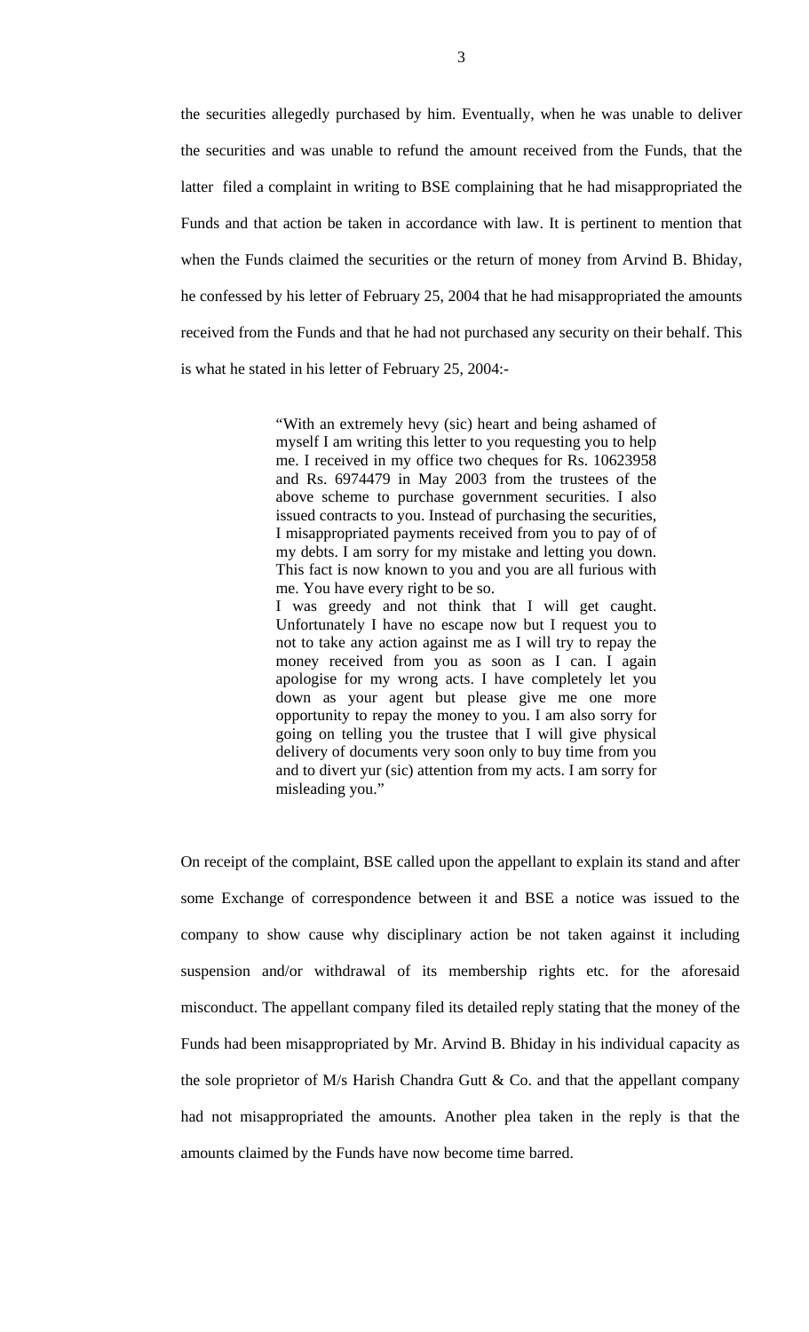the securities allegedly purchased by him. Eventually, when he was unable to deliver the securities and was unable to refund the amount received from the Funds, that the latter filed a complaint in writing to BSE complaining that he had misappropriated the Funds and that action be taken in accordance with law. It is pertinent to mention that when the Funds claimed the securities or the return of money from Arvind B. Bhiday, he confessed by his letter of February 25, 2004 that he had misappropriated the amounts received from the Funds and that he had not purchased any security on their behalf. This is what he stated in his letter of February 25, 2004:-

> "With an extremely hevy (sic) heart and being ashamed of myself I am writing this letter to you requesting you to help me. I received in my office two cheques for Rs. 10623958 and Rs. 6974479 in May 2003 from the trustees of the above scheme to purchase government securities. I also issued contracts to you. Instead of purchasing the securities, I misappropriated payments received from you to pay of of my debts. I am sorry for my mistake and letting you down. This fact is now known to you and you are all furious with me. You have every right to be so.
>
> I was greedy and not think that I will get caught. Unfortunately I have no escape now but I request you to not to take any action against me as I will try to repay the money received from you as soon as I can. I again apologise for my wrong acts. I have completely let you down as your agent but please give me one more opportunity to repay the money to you. I am also sorry for going on telling you the trustee that I will give physical delivery of documents very soon only to buy time from you and to divert yur (sic) attention from my acts. I am sorry for misleading you."

On receipt of the complaint, BSE called upon the appellant to explain its stand and after some Exchange of correspondence between it and BSE a notice was issued to the company to show cause why disciplinary action be not taken against it including suspension and/or withdrawal of its membership rights etc. for the aforesaid misconduct. The appellant company filed its detailed reply stating that the money of the Funds had been misappropriated by Mr. Arvind B. Bhiday in his individual capacity as the sole proprietor of M/s Harish Chandra Gutt & Co. and that the appellant company had not misappropriated the amounts. Another plea taken in the reply is that the amounts claimed by the Funds have now become time barred.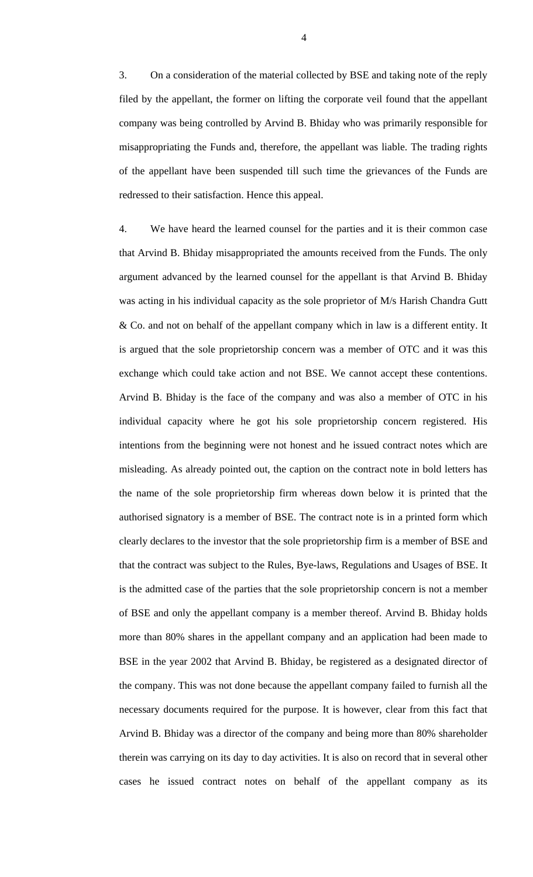3. On a consideration of the material collected by BSE and taking note of the reply filed by the appellant, the former on lifting the corporate veil found that the appellant company was being controlled by Arvind B. Bhiday who was primarily responsible for misappropriating the Funds and, therefore, the appellant was liable. The trading rights of the appellant have been suspended till such time the grievances of the Funds are redressed to their satisfaction. Hence this appeal.

4. We have heard the learned counsel for the parties and it is their common case that Arvind B. Bhiday misappropriated the amounts received from the Funds. The only argument advanced by the learned counsel for the appellant is that Arvind B. Bhiday was acting in his individual capacity as the sole proprietor of M/s Harish Chandra Gutt & Co. and not on behalf of the appellant company which in law is a different entity. It is argued that the sole proprietorship concern was a member of OTC and it was this exchange which could take action and not BSE. We cannot accept these contentions. Arvind B. Bhiday is the face of the company and was also a member of OTC in his individual capacity where he got his sole proprietorship concern registered. His intentions from the beginning were not honest and he issued contract notes which are misleading. As already pointed out, the caption on the contract note in bold letters has the name of the sole proprietorship firm whereas down below it is printed that the authorised signatory is a member of BSE. The contract note is in a printed form which clearly declares to the investor that the sole proprietorship firm is a member of BSE and that the contract was subject to the Rules, Bye-laws, Regulations and Usages of BSE. It is the admitted case of the parties that the sole proprietorship concern is not a member of BSE and only the appellant company is a member thereof. Arvind B. Bhiday holds more than 80% shares in the appellant company and an application had been made to BSE in the year 2002 that Arvind B. Bhiday, be registered as a designated director of the company. This was not done because the appellant company failed to furnish all the necessary documents required for the purpose. It is however, clear from this fact that Arvind B. Bhiday was a director of the company and being more than 80% shareholder therein was carrying on its day to day activities. It is also on record that in several other cases he issued contract notes on behalf of the appellant company as its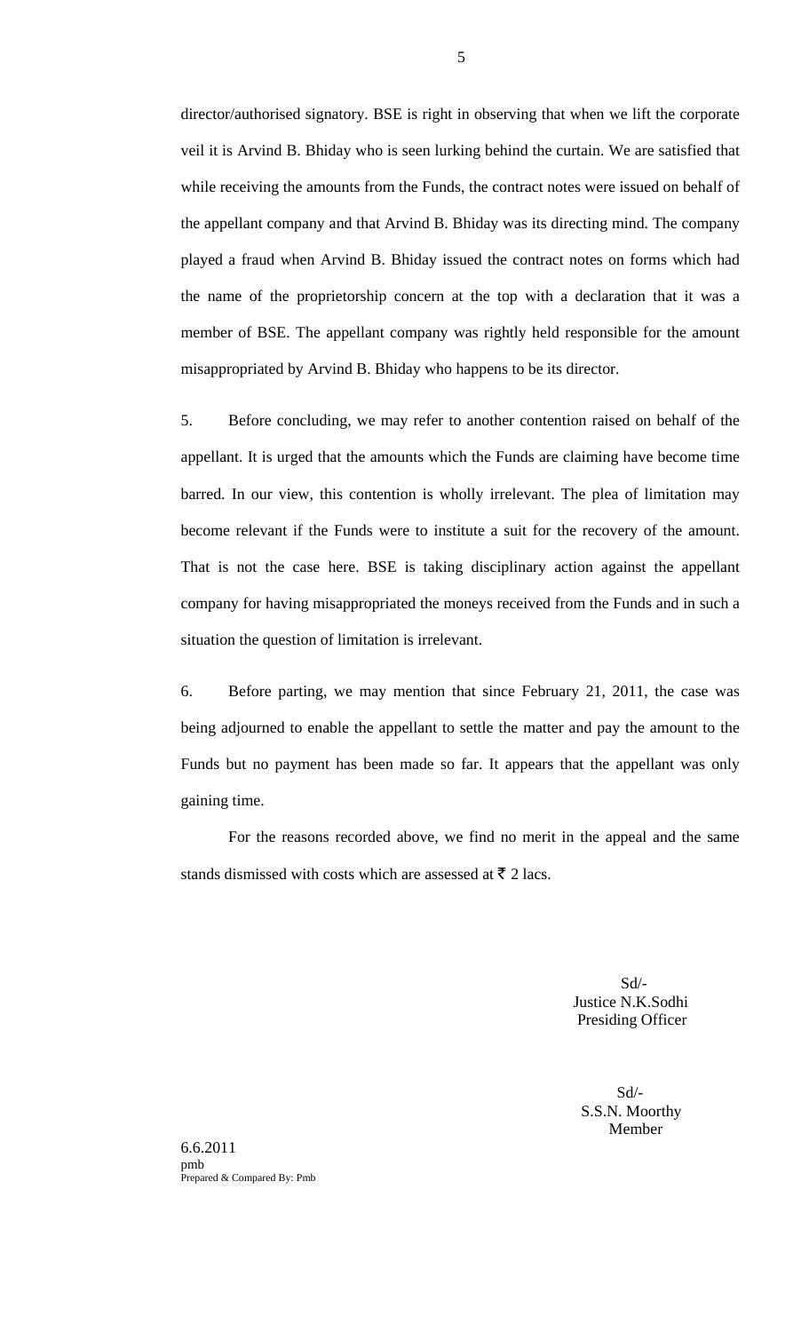director/authorised signatory. BSE is right in observing that when we lift the corporate veil it is Arvind B. Bhiday who is seen lurking behind the curtain. We are satisfied that while receiving the amounts from the Funds, the contract notes were issued on behalf of the appellant company and that Arvind B. Bhiday was its directing mind. The company played a fraud when Arvind B. Bhiday issued the contract notes on forms which had the name of the proprietorship concern at the top with a declaration that it was a member of BSE. The appellant company was rightly held responsible for the amount misappropriated by Arvind B. Bhiday who happens to be its director.

5. Before concluding, we may refer to another contention raised on behalf of the appellant. It is urged that the amounts which the Funds are claiming have become time barred. In our view, this contention is wholly irrelevant. The plea of limitation may become relevant if the Funds were to institute a suit for the recovery of the amount. That is not the case here. BSE is taking disciplinary action against the appellant company for having misappropriated the moneys received from the Funds and in such a situation the question of limitation is irrelevant.

6. Before parting, we may mention that since February 21, 2011, the case was being adjourned to enable the appellant to settle the matter and pay the amount to the Funds but no payment has been made so far. It appears that the appellant was only gaining time.

For the reasons recorded above, we find no merit in the appeal and the same stands dismissed with costs which are assessed at ₹ 2 lacs.

Sd/-
Justice N.K.Sodhi
Presiding Officer

Sd/-
S.S.N. Moorthy
Member

6.6.2011
pmb
Prepared & Compared By: Pmb